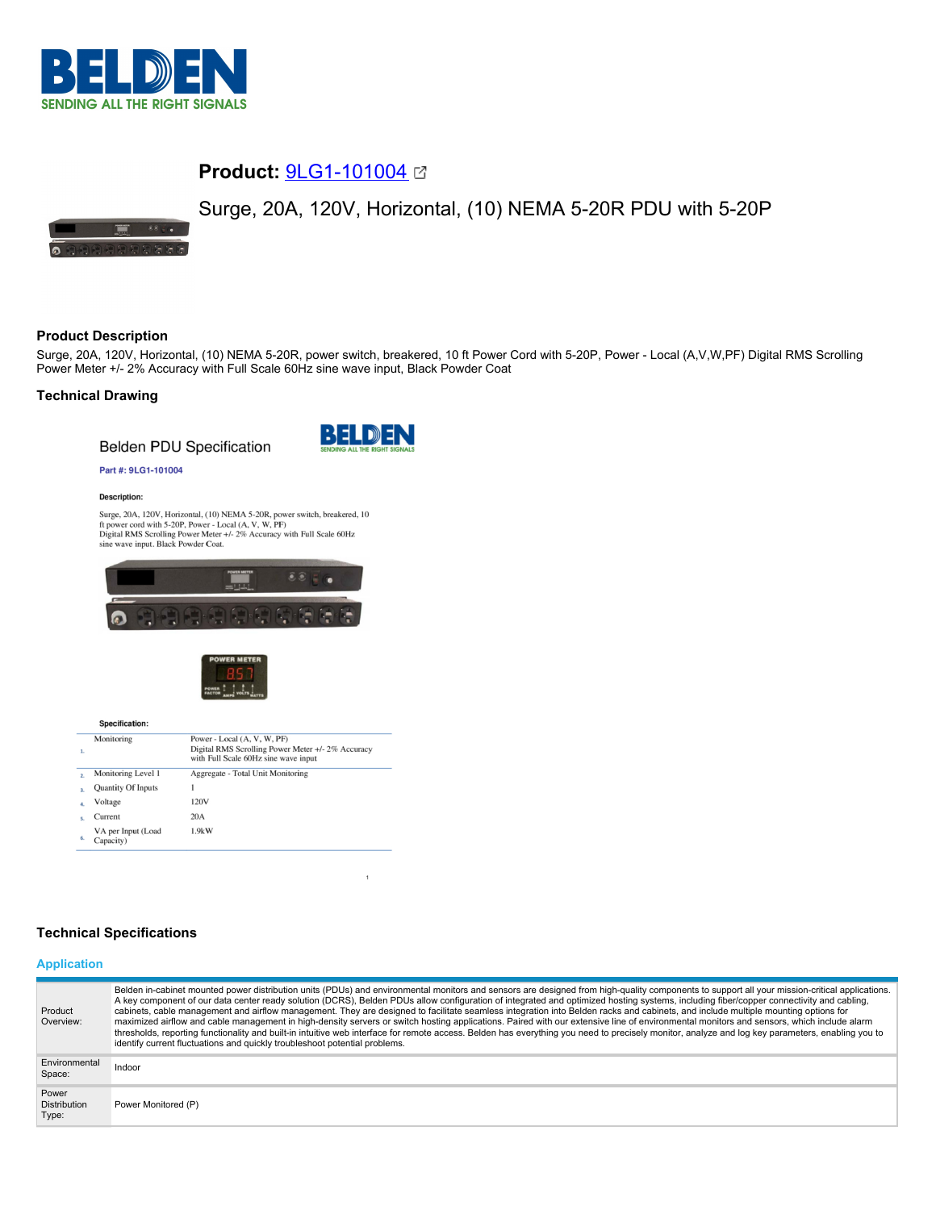# Product: 9LG1-101004

## Surge, 20A, 120V, Horizontal, (10) NEMA 5-20R PDU with 5-20P

### Product Description

Surge, 20A, 120V, Horizontal, (10) NEMA 5-20R, power switch, breakered, 10 ft Power Cord with 5-20P, Power - Local (A,V,W,PF) Digital RMS Scrolling Power Meter +/- 2% Accuracy with Full Scale 60Hz sine wave input, Black Powder Coat

### Technical Drawing

Belden PDU Specification

**Part #: 9LG1-101004**

**Description:**

Surge, 20A, 120V, Horizontal, (10) NEMA 5-20R, power switch, breakered, 10 ft power cord with 5-20P, Power - Local (A, V, W, PF) Digital RMS Scrolling Power Meter +/- 2% Accuracy with Full Scale 60Hz sine wave input. Black Powder Coat.

**Specification:**

| | | |
|---|---|---|
| 1. | Monitoring | Power - Local (A, V, W, PF) Digital RMS Scrolling Power Meter +/- 2% Accuracy with Full Scale 60Hz sine wave input |
| 2. | Monitoring Level 1 | Aggregate - Total Unit Monitoring |
| 3. | Quantity Of Inputs | 1 |
| 4. | Voltage | 120V |
| 5. | Current | 20A |
| 6. | VA per Input (Load Capacity) | 1.9kW |

### Technical Specifications

#### Application

| | |
|---|---|
| Product Overview: | Belden in-cabinet mounted power distribution units (PDUs) and environmental monitors and sensors are designed from high-quality components to support all your mission-critical applications. A key component of our data center ready solution (DCRS), Belden PDUs allow configuration of integrated and optimized hosting systems, including fiber/copper connectivity and cabling, cabinets, cable management and airflow management. They are designed to facilitate seamless integration into Belden racks and cabinets, and include multiple mounting options for maximized airflow and cable management in high-density servers or switch hosting applications. Paired with our extensive line of environmental monitors and sensors, which include alarm thresholds, reporting functionality and built-in intuitive web interface for remote access. Belden has everything you need to precisely monitor, analyze and log key parameters, enabling you to identify current fluctuations and quickly troubleshoot potential problems. |
| Environmental Space: | Indoor |
| Power Distribution Type: | Power Monitored (P) |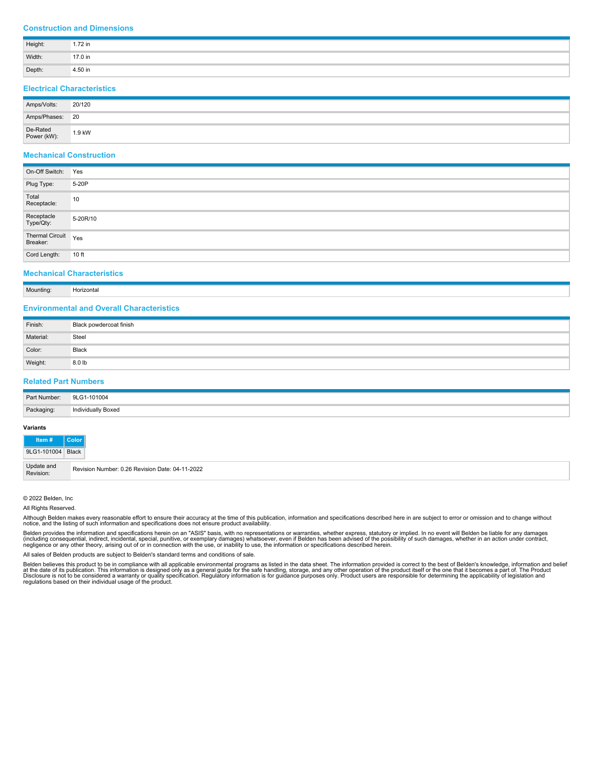## Construction and Dimensions

| | |
|---|---|
| Height: | 1.72 in |
| Width: | 17.0 in |
| Depth: | 4.50 in |

## Electrical Characteristics

| | |
|---|---|
| Amps/Volts: | 20/120 |
| Amps/Phases: | 20 |
| De-Rated Power (kW): | 1.9 kW |

## Mechanical Construction

| | |
|---|---|
| On-Off Switch: | Yes |
| Plug Type: | 5-20P |
| Total Receptacle: | 10 |
| Receptacle Type/Qty: | 5-20R/10 |
| Thermal Circuit Breaker: | Yes |
| Cord Length: | 10 ft |

## Mechanical Characteristics

| | |
|---|---|
| Mounting: | Horizontal |

## Environmental and Overall Characteristics

| | |
|---|---|
| Finish: | Black powdercoat finish |
| Material: | Steel |
| Color: | Black |
| Weight: | 8.0 lb |

## Related Part Numbers

| | |
|---|---|
| Part Number: | 9LG1-101004 |
| Packaging: | Individually Boxed |

**Variants**

| Item # | Color |
|---|---|
| 9LG1-101004 | Black |

| | |
|---|---|
| Update and Revision: | Revision Number: 0.26 Revision Date: 04-11-2022 |

© 2022 Belden, Inc

All Rights Reserved.

Although Belden makes every reasonable effort to ensure their accuracy at the time of this publication, information and specifications described here in are subject to error or omission and to change without notice, and the listing of such information and specifications does not ensure product availability.

Belden provides the information and specifications herein on an "ASIS" basis, with no representations or warranties, whether express, statutory or implied. In no event will Belden be liable for any damages (including consequential, indirect, incidental, special, punitive, or exemplary damages) whatsoever, even if Belden has been advised of the possibility of such damages, whether in an action under contract, negligence or any other theory, arising out of or in connection with the use, or inability to use, the information or specifications described herein.

All sales of Belden products are subject to Belden's standard terms and conditions of sale.

Belden believes this product to be in compliance with all applicable environmental programs as listed in the data sheet. The information provided is correct to the best of Belden's knowledge, information and belief at the date of its publication. This information is designed only as a general guide for the safe handling, storage, and any other operation of the product itself or the one that it becomes a part of. The Product Disclosure is not to be considered a warranty or quality specification. Regulatory information is for guidance purposes only. Product users are responsible for determining the applicability of legislation and regulations based on their individual usage of the product.